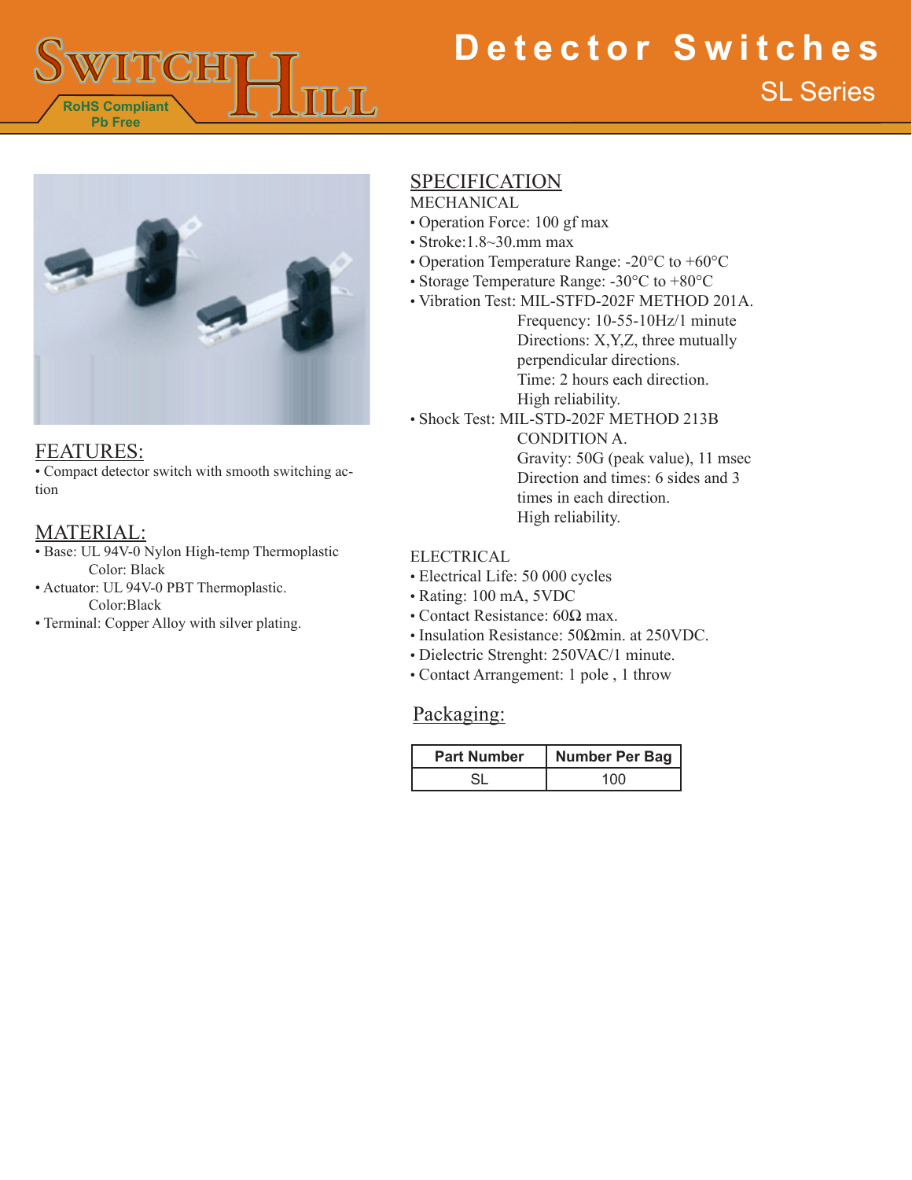# Detector Switches

## SL Series

RoHS Compliant
Pb Free

## FEATURES:

• Compact detector switch with smooth switching action

## MATERIAL:

• Base: UL 94V-0 Nylon High-temp Thermoplastic
  Color: Black
• Actuator: UL 94V-0 PBT Thermoplastic.
  Color:Black
• Terminal: Copper Alloy with silver plating.

## SPECIFICATION

MECHANICAL

• Operation Force: 100 gf max
• Stroke:1.8~30.mm max
• Operation Temperature Range: -20°C to +60°C
• Storage Temperature Range: -30°C to +80°C
• Vibration Test: MIL-STFD-202F METHOD 201A.
  Frequency: 10-55-10Hz/1 minute
  Directions: X,Y,Z, three mutually perpendicular directions.
  Time: 2 hours each direction.
  High reliability.
• Shock Test: MIL-STD-202F METHOD 213B CONDITION A.
  Gravity: 50G (peak value), 11 msec
  Direction and times: 6 sides and 3 times in each direction.
  High reliability.

ELECTRICAL

• Electrical Life: 50 000 cycles
• Rating: 100 mA, 5VDC
• Contact Resistance: 60Ω max.
• Insulation Resistance: 50Ωmin. at 250VDC.
• Dielectric Strenght: 250VAC/1 minute.
• Contact Arrangement: 1 pole , 1 throw

## Packaging:

| Part Number | Number Per Bag |
|---|---|
| SL | 100 |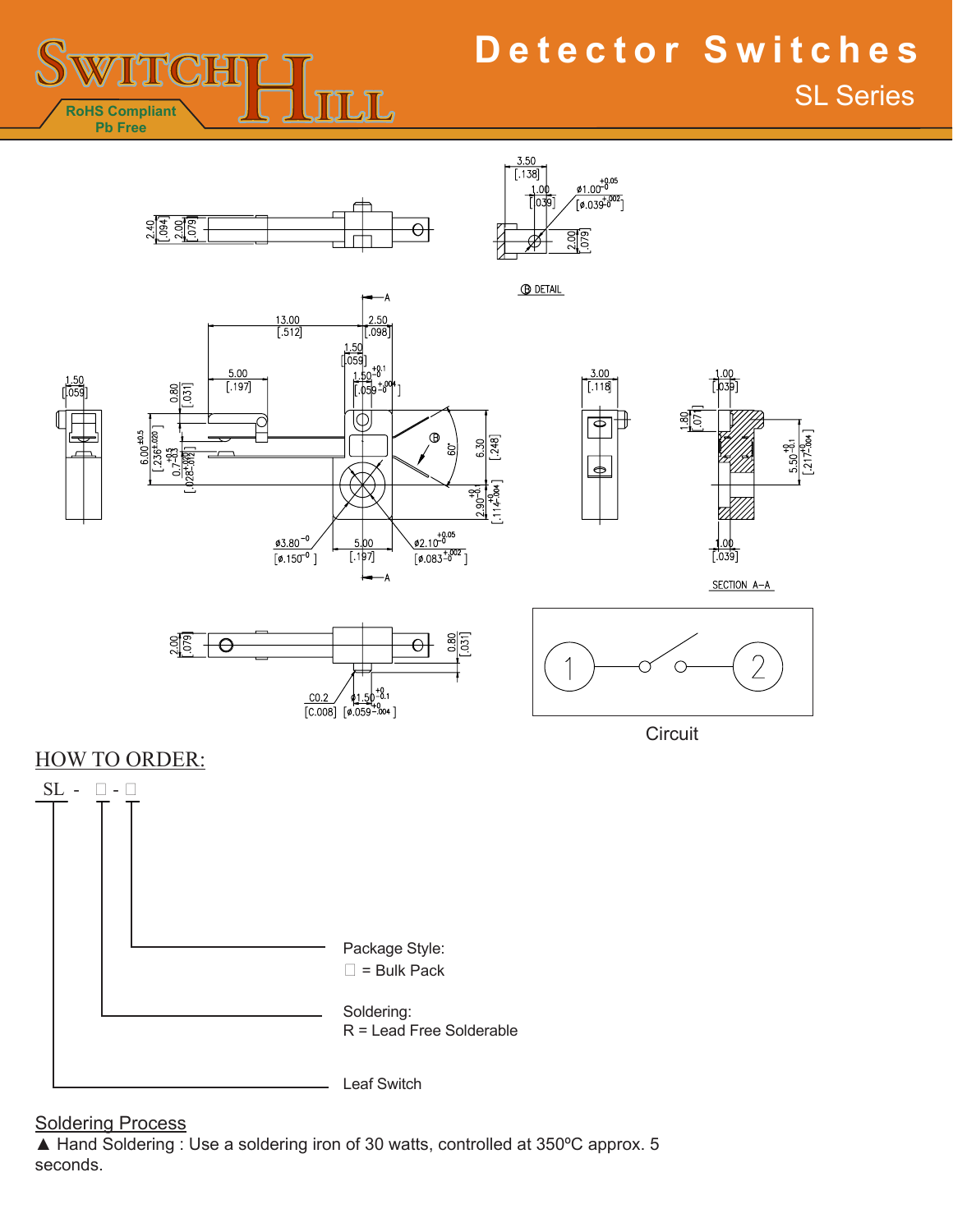# Detector Switches

## SL Series

RoHS Compliant
Pb Free

3.50
[.138]
1.00
[.039]
ø1.00 +0.05 -0
[ø.039 +.002 -0]
2.00
[.079]
B DETAIL

2.40
[.094]
2.00
[.079]

13.00
[.512]
2.50
[.098]
1.50
[.059]
1.50 +0.1 -0
[.059 +.004 -0]
5.00
[.197]
1.50
[.059]
0.80
[.031]
6.00±0.5
[.236±.020]
0.7 +0.5 -0.3
[.028 +.020 -.012]
60°
6.30
[.248]
2.90 +0 -0.1
[.114 +0 -.004]
ø3.80 -0
[ø.150 -0]
5.00
[.197]
ø2.10 +0.05 -0
[ø.083 +.002 -0]
A
A

3.00
[.118]
1.00
[.039]
1.80
[.071]
5.50 +0 -0.1
[.217 +0 -.004]
1.00
[.039]
SECTION A–A

2.00
[.079]
0.80
[.031]
C0.2
[C.008]
ø1.50 +0 -0.1
[ø.059 +0 -.004]

1 2

Circuit

## HOW TO ORDER:

SL - □ - □

Package Style:
□ = Bulk Pack

Soldering:
R = Lead Free Solderable

Leaf Switch

## Soldering Process

▲ Hand Soldering : Use a soldering iron of 30 watts, controlled at 350ºC approx. 5 seconds.